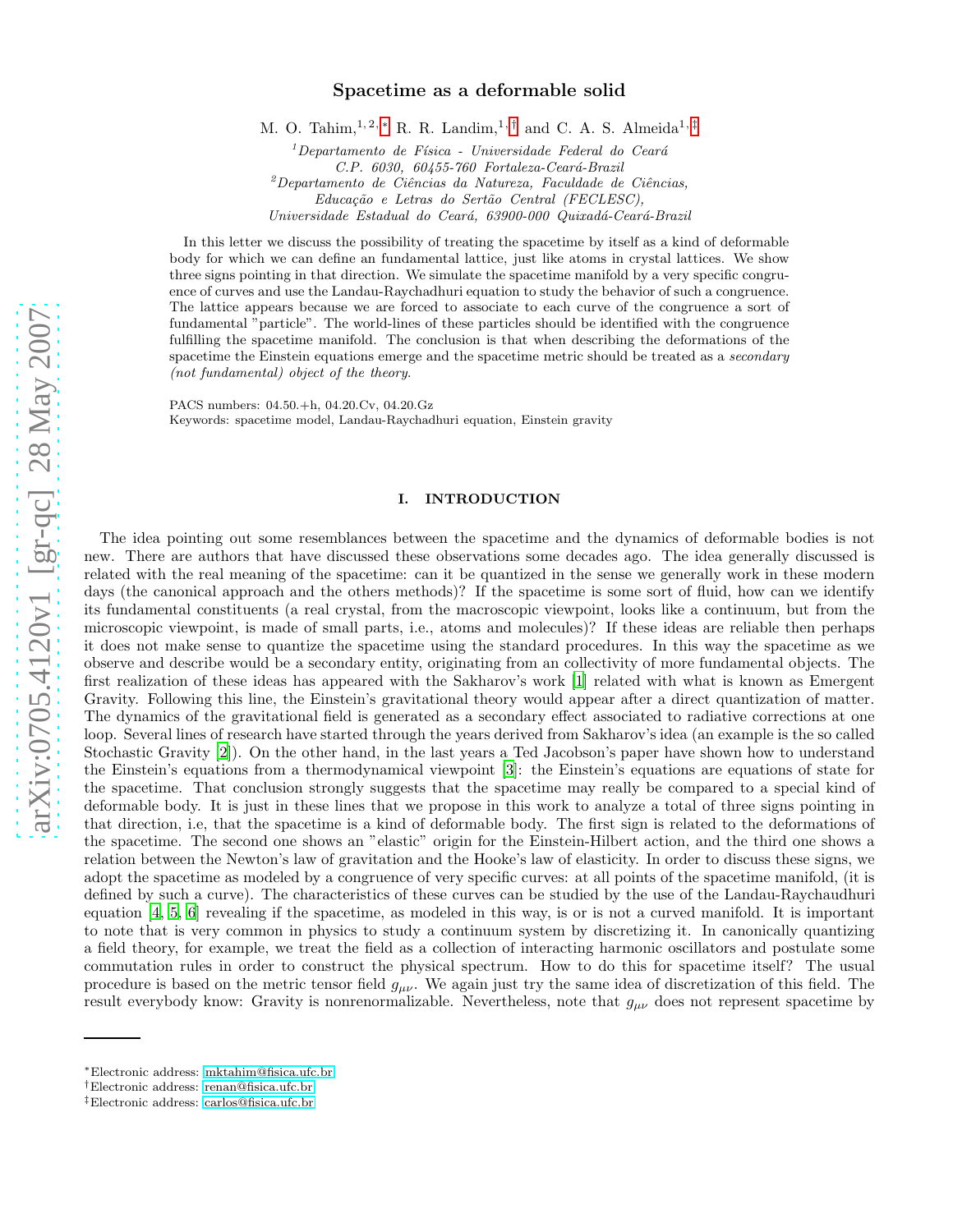# Spacetime as a deformable solid

M. O. Tahim,[1,2,*] R. R. Landim,[1,†] and C. A. S. Almeida[1,‡]

[1] *Departamento de Física - Universidade Federal do Ceará C.P. 6030, 60455-760 Fortaleza-Ceará-Brazil*
[2] *Departamento de Ciências da Natureza, Faculdade de Ciências, Educação e Letras do Sertão Central (FECLESC), Universidade Estadual do Ceará, 63900-000 Quixadá-Ceará-Brazil*

In this letter we discuss the possibility of treating the spacetime by itself as a kind of deformable body for which we can define an fundamental lattice, just like atoms in crystal lattices. We show three signs pointing in that direction. We simulate the spacetime manifold by a very specific congruence of curves and use the Landau-Raychadhuri equation to study the behavior of such a congruence. The lattice appears because we are forced to associate to each curve of the congruence a sort of fundamental "particle". The world-lines of these particles should be identified with the congruence fulfilling the spacetime manifold. The conclusion is that when describing the deformations of the spacetime the Einstein equations emerge and the spacetime metric should be treated as a *secondary (not fundamental) object of the theory.*

PACS numbers: 04.50.+h, 04.20.Cv, 04.20.Gz
Keywords: spacetime model, Landau-Raychadhuri equation, Einstein gravity

## I. INTRODUCTION

The idea pointing out some resemblances between the spacetime and the dynamics of deformable bodies is not new. There are authors that have discussed these observations some decades ago. The idea generally discussed is related with the real meaning of the spacetime: can it be quantized in the sense we generally work in these modern days (the canonical approach and the others methods)? If the spacetime is some sort of fluid, how can we identify its fundamental constituents (a real crystal, from the macroscopic viewpoint, looks like a continuum, but from the microscopic viewpoint, is made of small parts, i.e., atoms and molecules)? If these ideas are reliable then perhaps it does not make sense to quantize the spacetime using the standard procedures. In this way the spacetime as we observe and describe would be a secondary entity, originating from an collectivity of more fundamental objects. The first realization of these ideas has appeared with the Sakharov's work [1] related with what is known as Emergent Gravity. Following this line, the Einstein's gravitational theory would appear after a direct quantization of matter. The dynamics of the gravitational field is generated as a secondary effect associated to radiative corrections at one loop. Several lines of research have started through the years derived from Sakharov's idea (an example is the so called Stochastic Gravity [2]). On the other hand, in the last years a Ted Jacobson's paper have shown how to understand the Einstein's equations from a thermodynamical viewpoint [3]: the Einstein's equations are equations of state for the spacetime. That conclusion strongly suggests that the spacetime may really be compared to a special kind of deformable body. It is just in these lines that we propose in this work to analyze a total of three signs pointing in that direction, i.e, that the spacetime is a kind of deformable body. The first sign is related to the deformations of the spacetime. The second one shows an "elastic" origin for the Einstein-Hilbert action, and the third one shows a relation between the Newton's law of gravitation and the Hooke's law of elasticity. In order to discuss these signs, we adopt the spacetime as modeled by a congruence of very specific curves: at all points of the spacetime manifold, (it is defined by such a curve). The characteristics of these curves can be studied by the use of the Landau-Raychaudhuri equation [4, 5, 6] revealing if the spacetime, as modeled in this way, is or is not a curved manifold. It is important to note that is very common in physics to study a continuum system by discretizing it. In canonically quantizing a field theory, for example, we treat the field as a collection of interacting harmonic oscillators and postulate some commutation rules in order to construct the physical spectrum. How to do this for spacetime itself? The usual procedure is based on the metric tensor field $g_{\mu\nu}$. We again just try the same idea of discretization of this field. The result everybody know: Gravity is nonrenormalizable. Nevertheless, note that $g_{\mu\nu}$ does not represent spacetime by

---

*Electronic address: mktahim@fisica.ufc.br
†Electronic address: renan@fisica.ufc.br
‡Electronic address: carlos@fisica.ufc.br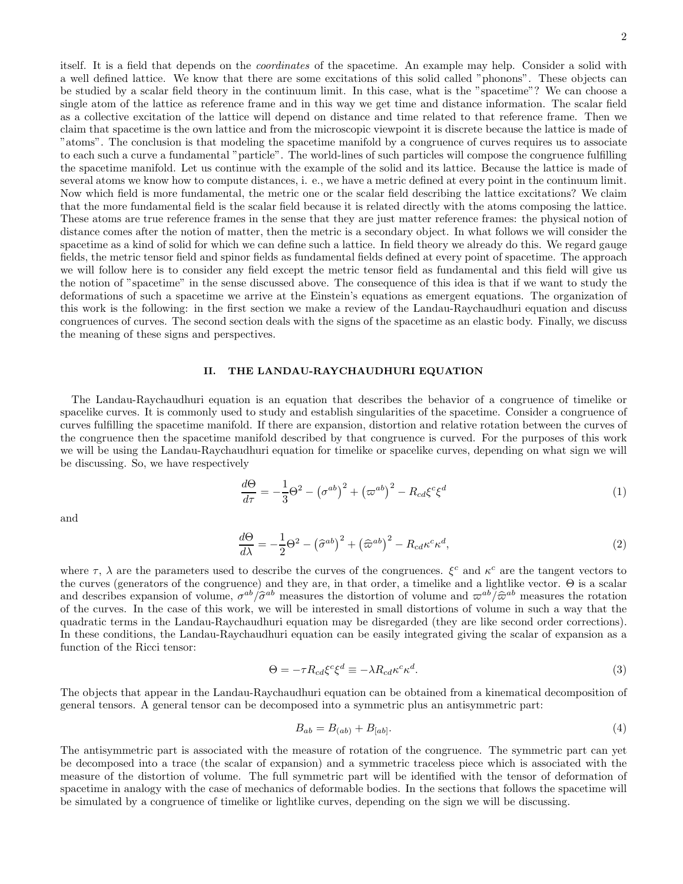itself. It is a field that depends on the *coordinates* of the spacetime. An example may help. Consider a solid with a well defined lattice. We know that there are some excitations of this solid called "phonons". These objects can be studied by a scalar field theory in the continuum limit. In this case, what is the "spacetime"? We can choose a single atom of the lattice as reference frame and in this way we get time and distance information. The scalar field as a collective excitation of the lattice will depend on distance and time related to that reference frame. Then we claim that spacetime is the own lattice and from the microscopic viewpoint it is discrete because the lattice is made of "atoms". The conclusion is that modeling the spacetime manifold by a congruence of curves requires us to associate to each such a curve a fundamental "particle". The world-lines of such particles will compose the congruence fulfilling the spacetime manifold. Let us continue with the example of the solid and its lattice. Because the lattice is made of several atoms we know how to compute distances, i. e., we have a metric defined at every point in the continuum limit. Now which field is more fundamental, the metric one or the scalar field describing the lattice excitations? We claim that the more fundamental field is the scalar field because it is related directly with the atoms composing the lattice. These atoms are true reference frames in the sense that they are just matter reference frames: the physical notion of distance comes after the notion of matter, then the metric is a secondary object. In what follows we will consider the spacetime as a kind of solid for which we can define such a lattice. In field theory we already do this. We regard gauge fields, the metric tensor field and spinor fields as fundamental fields defined at every point of spacetime. The approach we will follow here is to consider any field except the metric tensor field as fundamental and this field will give us the notion of "spacetime" in the sense discussed above. The consequence of this idea is that if we want to study the deformations of such a spacetime we arrive at the Einstein's equations as emergent equations. The organization of this work is the following: in the first section we make a review of the Landau-Raychaudhuri equation and discuss congruences of curves. The second section deals with the signs of the spacetime as an elastic body. Finally, we discuss the meaning of these signs and perspectives.

## II. THE LANDAU-RAYCHAUDHURI EQUATION

The Landau-Raychaudhuri equation is an equation that describes the behavior of a congruence of timelike or spacelike curves. It is commonly used to study and establish singularities of the spacetime. Consider a congruence of curves fulfilling the spacetime manifold. If there are expansion, distortion and relative rotation between the curves of the congruence then the spacetime manifold described by that congruence is curved. For the purposes of this work we will be using the Landau-Raychaudhuri equation for timelike or spacelike curves, depending on what sign we will be discussing. So, we have respectively

$$\frac{d\Theta}{d\tau} = -\frac{1}{3}\Theta^2 - \left(\sigma^{ab}\right)^2 + \left(\varpi^{ab}\right)^2 - R_{cd}\xi^c\xi^d \tag{1}$$

and

$$\frac{d\Theta}{d\lambda} = -\frac{1}{2}\Theta^2 - \left(\widehat{\sigma}^{ab}\right)^2 + \left(\widehat{\varpi}^{ab}\right)^2 - R_{cd}\kappa^c\kappa^d, \tag{2}$$

where $\tau$, $\lambda$ are the parameters used to describe the curves of the congruences. $\xi^c$ and $\kappa^c$ are the tangent vectors to the curves (generators of the congruence) and they are, in that order, a timelike and a lightlike vector. $\Theta$ is a scalar and describes expansion of volume, $\sigma^{ab}/\widehat{\sigma}^{ab}$ measures the distortion of volume and $\varpi^{ab}/\widehat{\varpi}^{ab}$ measures the rotation of the curves. In the case of this work, we will be interested in small distortions of volume in such a way that the quadratic terms in the Landau-Raychaudhuri equation may be disregarded (they are like second order corrections). In these conditions, the Landau-Raychaudhuri equation can be easily integrated giving the scalar of expansion as a function of the Ricci tensor:

$$\Theta = -\tau R_{cd}\xi^c\xi^d \equiv -\lambda R_{cd}\kappa^c\kappa^d. \tag{3}$$

The objects that appear in the Landau-Raychaudhuri equation can be obtained from a kinematical decomposition of general tensors. A general tensor can be decomposed into a symmetric plus an antisymmetric part:

$$B_{ab} = B_{(ab)} + B_{[ab]}. \tag{4}$$

The antisymmetric part is associated with the measure of rotation of the congruence. The symmetric part can yet be decomposed into a trace (the scalar of expansion) and a symmetric traceless piece which is associated with the measure of the distortion of volume. The full symmetric part will be identified with the tensor of deformation of spacetime in analogy with the case of mechanics of deformable bodies. In the sections that follows the spacetime will be simulated by a congruence of timelike or lightlike curves, depending on the sign we will be discussing.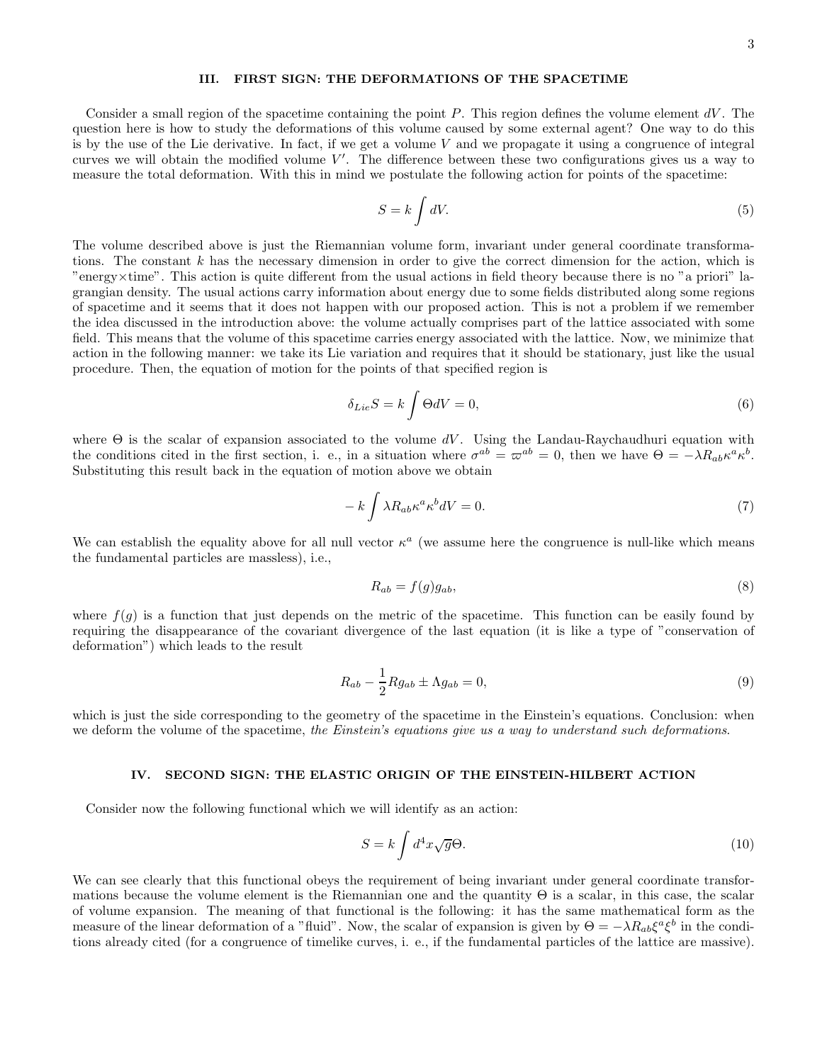## III. FIRST SIGN: THE DEFORMATIONS OF THE SPACETIME

Consider a small region of the spacetime containing the point $P$. This region defines the volume element $dV$. The question here is how to study the deformations of this volume caused by some external agent? One way to do this is by the use of the Lie derivative. In fact, if we get a volume $V$ and we propagate it using a congruence of integral curves we will obtain the modified volume $V'$. The difference between these two configurations gives us a way to measure the total deformation. With this in mind we postulate the following action for points of the spacetime:

$$S = k\int dV. \tag{5}$$

The volume described above is just the Riemannian volume form, invariant under general coordinate transformations. The constant $k$ has the necessary dimension in order to give the correct dimension for the action, which is "energy×time". This action is quite different from the usual actions in field theory because there is no "a priori" lagrangian density. The usual actions carry information about energy due to some fields distributed along some regions of spacetime and it seems that it does not happen with our proposed action. This is not a problem if we remember the idea discussed in the introduction above: the volume actually comprises part of the lattice associated with some field. This means that the volume of this spacetime carries energy associated with the lattice. Now, we minimize that action in the following manner: we take its Lie variation and requires that it should be stationary, just like the usual procedure. Then, the equation of motion for the points of that specified region is

$$\delta_{Lie} S = k\int \Theta dV = 0, \tag{6}$$

where $\Theta$ is the scalar of expansion associated to the volume $dV$. Using the Landau-Raychaudhuri equation with the conditions cited in the first section, i. e., in a situation where $\sigma^{ab} = \varpi^{ab} = 0$, then we have $\Theta = -\lambda R_{ab}\kappa^a\kappa^b$. Substituting this result back in the equation of motion above we obtain

$$-k\int \lambda R_{ab}\kappa^a\kappa^b dV = 0. \tag{7}$$

We can establish the equality above for all null vector $\kappa^a$ (we assume here the congruence is null-like which means the fundamental particles are massless), i.e.,

$$R_{ab} = f(g)g_{ab}, \tag{8}$$

where $f(g)$ is a function that just depends on the metric of the spacetime. This function can be easily found by requiring the disappearance of the covariant divergence of the last equation (it is like a type of "conservation of deformation") which leads to the result

$$R_{ab} - \frac{1}{2}Rg_{ab} \pm \Lambda g_{ab} = 0, \tag{9}$$

which is just the side corresponding to the geometry of the spacetime in the Einstein's equations. Conclusion: when we deform the volume of the spacetime, *the Einstein's equations give us a way to understand such deformations.*

## IV. SECOND SIGN: THE ELASTIC ORIGIN OF THE EINSTEIN-HILBERT ACTION

Consider now the following functional which we will identify as an action:

$$S = k\int d^4x\sqrt{g}\Theta. \tag{10}$$

We can see clearly that this functional obeys the requirement of being invariant under general coordinate transformations because the volume element is the Riemannian one and the quantity $\Theta$ is a scalar, in this case, the scalar of volume expansion. The meaning of that functional is the following: it has the same mathematical form as the measure of the linear deformation of a "fluid". Now, the scalar of expansion is given by $\Theta = -\lambda R_{ab}\xi^a\xi^b$ in the conditions already cited (for a congruence of timelike curves, i. e., if the fundamental particles of the lattice are massive).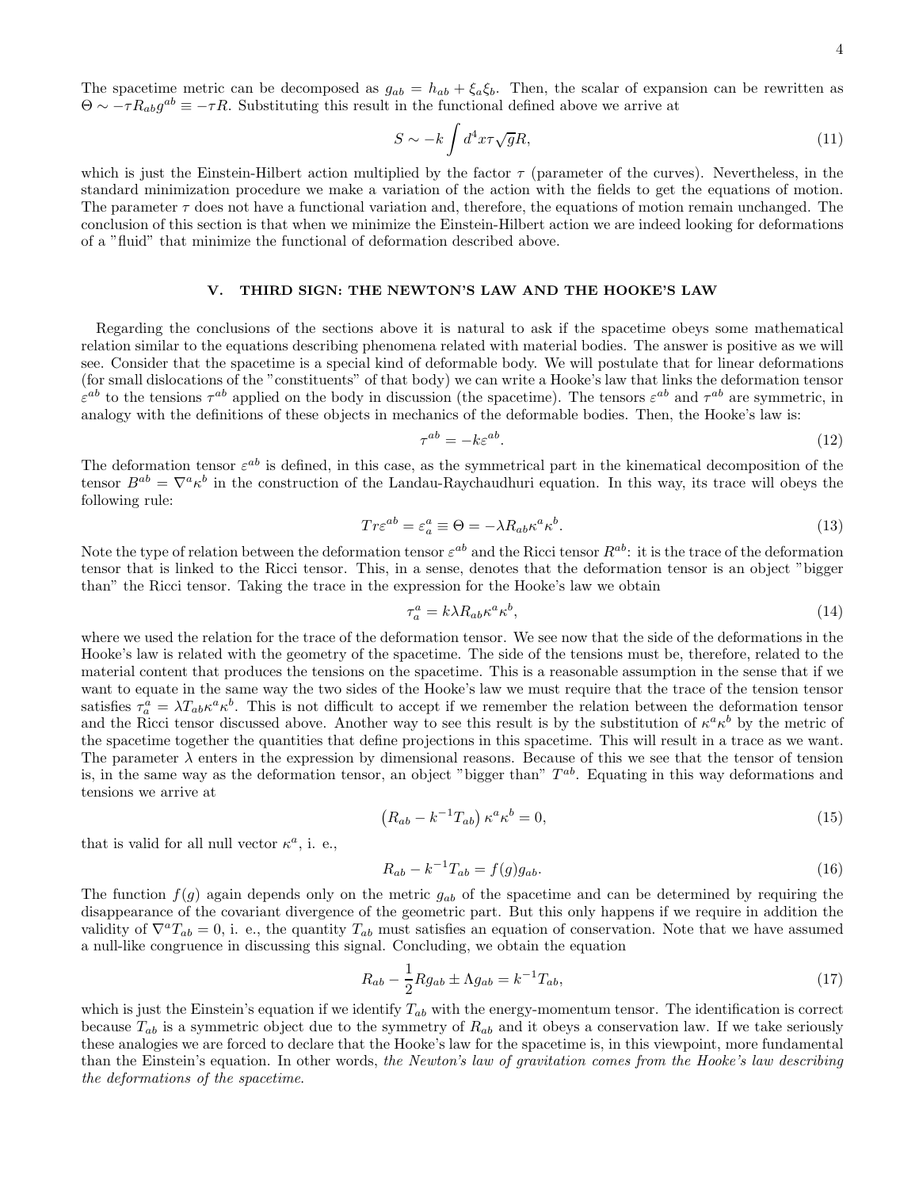The spacetime metric can be decomposed as $g_{ab} = h_{ab} + \xi_a \xi_b$. Then, the scalar of expansion can be rewritten as $\Theta \sim -\tau R_{ab} g^{ab} \equiv -\tau R$. Substituting this result in the functional defined above we arrive at

$$S \sim -k \int d^4 x \tau \sqrt{g} R, \tag{11}$$

which is just the Einstein-Hilbert action multiplied by the factor $\tau$ (parameter of the curves). Nevertheless, in the standard minimization procedure we make a variation of the action with the fields to get the equations of motion. The parameter $\tau$ does not have a functional variation and, therefore, the equations of motion remain unchanged. The conclusion of this section is that when we minimize the Einstein-Hilbert action we are indeed looking for deformations of a "fluid" that minimize the functional of deformation described above.

## V. THIRD SIGN: THE NEWTON'S LAW AND THE HOOKE'S LAW

Regarding the conclusions of the sections above it is natural to ask if the spacetime obeys some mathematical relation similar to the equations describing phenomena related with material bodies. The answer is positive as we will see. Consider that the spacetime is a special kind of deformable body. We will postulate that for linear deformations (for small dislocations of the "constituents" of that body) we can write a Hooke's law that links the deformation tensor $\varepsilon^{ab}$ to the tensions $\tau^{ab}$ applied on the body in discussion (the spacetime). The tensors $\varepsilon^{ab}$ and $\tau^{ab}$ are symmetric, in analogy with the definitions of these objects in mechanics of the deformable bodies. Then, the Hooke's law is:

$$\tau^{ab} = -k \varepsilon^{ab}. \tag{12}$$

The deformation tensor $\varepsilon^{ab}$ is defined, in this case, as the symmetrical part in the kinematical decomposition of the tensor $B^{ab} = \nabla^a \kappa^b$ in the construction of the Landau-Raychaudhuri equation. In this way, its trace will obeys the following rule:

$$Tr \varepsilon^{ab} = \varepsilon^a_a \equiv \Theta = -\lambda R_{ab} \kappa^a \kappa^b. \tag{13}$$

Note the type of relation between the deformation tensor $\varepsilon^{ab}$ and the Ricci tensor $R^{ab}$: it is the trace of the deformation tensor that is linked to the Ricci tensor. This, in a sense, denotes that the deformation tensor is an object "bigger than" the Ricci tensor. Taking the trace in the expression for the Hooke's law we obtain

$$\tau^a_a = k \lambda R_{ab} \kappa^a \kappa^b, \tag{14}$$

where we used the relation for the trace of the deformation tensor. We see now that the side of the deformations in the Hooke's law is related with the geometry of the spacetime. The side of the tensions must be, therefore, related to the material content that produces the tensions on the spacetime. This is a reasonable assumption in the sense that if we want to equate in the same way the two sides of the Hooke's law we must require that the trace of the tension tensor satisfies $\tau^a_a = \lambda T_{ab} \kappa^a \kappa^b$. This is not difficult to accept if we remember the relation between the deformation tensor and the Ricci tensor discussed above. Another way to see this result is by the substitution of $\kappa^a \kappa^b$ by the metric of the spacetime together the quantities that define projections in this spacetime. This will result in a trace as we want. The parameter $\lambda$ enters in the expression by dimensional reasons. Because of this we see that the tensor of tension is, in the same way as the deformation tensor, an object "bigger than" $T^{ab}$. Equating in this way deformations and tensions we arrive at

$$\left( R_{ab} - k^{-1} T_{ab} \right) \kappa^a \kappa^b = 0, \tag{15}$$

that is valid for all null vector $\kappa^a$, i. e.,

$$R_{ab} - k^{-1} T_{ab} = f(g) g_{ab}. \tag{16}$$

The function $f(g)$ again depends only on the metric $g_{ab}$ of the spacetime and can be determined by requiring the disappearance of the covariant divergence of the geometric part. But this only happens if we require in addition the validity of $\nabla^a T_{ab} = 0$, i. e., the quantity $T_{ab}$ must satisfies an equation of conservation. Note that we have assumed a null-like congruence in discussing this signal. Concluding, we obtain the equation

$$R_{ab} - \frac{1}{2} R g_{ab} \pm \Lambda g_{ab} = k^{-1} T_{ab}, \tag{17}$$

which is just the Einstein's equation if we identify $T_{ab}$ with the energy-momentum tensor. The identification is correct because $T_{ab}$ is a symmetric object due to the symmetry of $R_{ab}$ and it obeys a conservation law. If we take seriously these analogies we are forced to declare that the Hooke's law for the spacetime is, in this viewpoint, more fundamental than the Einstein's equation. In other words, *the Newton's law of gravitation comes from the Hooke's law describing the deformations of the spacetime*.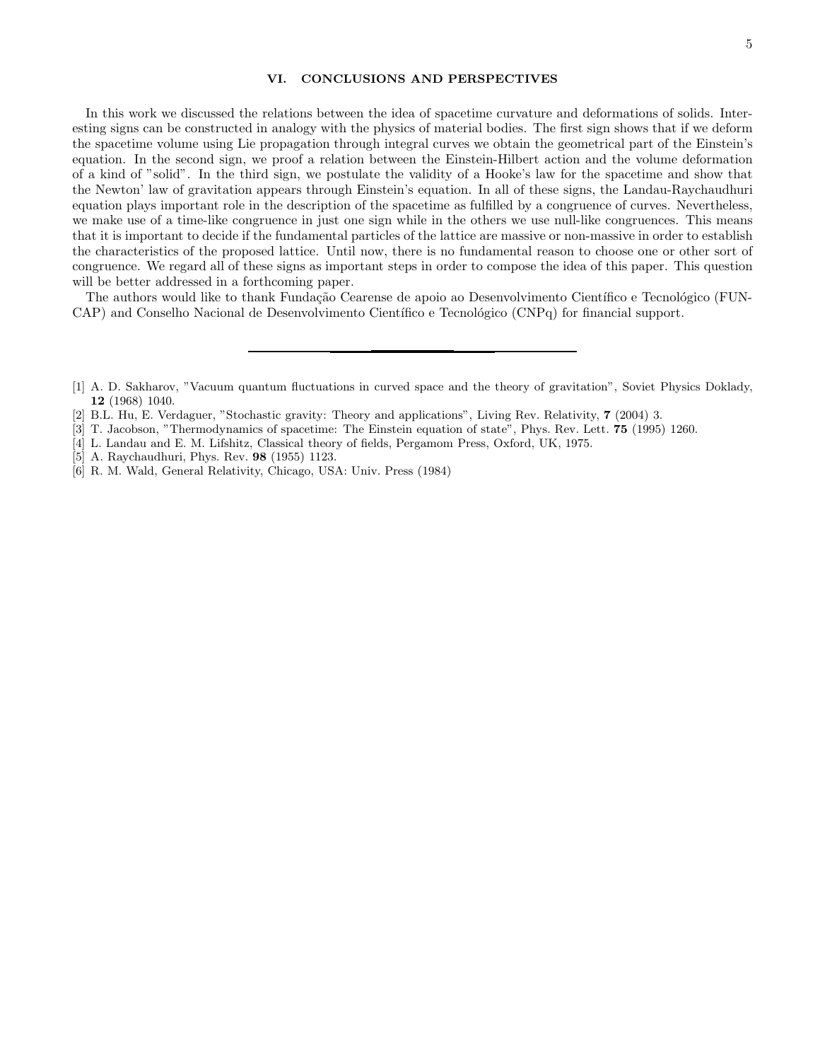## VI. CONCLUSIONS AND PERSPECTIVES

In this work we discussed the relations between the idea of spacetime curvature and deformations of solids. Interesting signs can be constructed in analogy with the physics of material bodies. The first sign shows that if we deform the spacetime volume using Lie propagation through integral curves we obtain the geometrical part of the Einstein's equation. In the second sign, we proof a relation between the Einstein-Hilbert action and the volume deformation of a kind of "solid". In the third sign, we postulate the validity of a Hooke's law for the spacetime and show that the Newton' law of gravitation appears through Einstein's equation. In all of these signs, the Landau-Raychaudhuri equation plays important role in the description of the spacetime as fulfilled by a congruence of curves. Nevertheless, we make use of a time-like congruence in just one sign while in the others we use null-like congruences. This means that it is important to decide if the fundamental particles of the lattice are massive or non-massive in order to establish the characteristics of the proposed lattice. Until now, there is no fundamental reason to choose one or other sort of congruence. We regard all of these signs as important steps in order to compose the idea of this paper. This question will be better addressed in a forthcoming paper.

The authors would like to thank Fundação Cearense de apoio ao Desenvolvimento Científico e Tecnológico (FUNCAP) and Conselho Nacional de Desenvolvimento Científico e Tecnológico (CNPq) for financial support.

---

[1] A. D. Sakharov, "Vacuum quantum fluctuations in curved space and the theory of gravitation", Soviet Physics Doklady, **12** (1968) 1040.

[2] B.L. Hu, E. Verdaguer, "Stochastic gravity: Theory and applications", Living Rev. Relativity, **7** (2004) 3.

[3] T. Jacobson, "Thermodynamics of spacetime: The Einstein equation of state", Phys. Rev. Lett. **75** (1995) 1260.

[4] L. Landau and E. M. Lifshitz, Classical theory of fields, Pergamom Press, Oxford, UK, 1975.

[5] A. Raychaudhuri, Phys. Rev. **98** (1955) 1123.

[6] R. M. Wald, General Relativity, Chicago, USA: Univ. Press (1984)